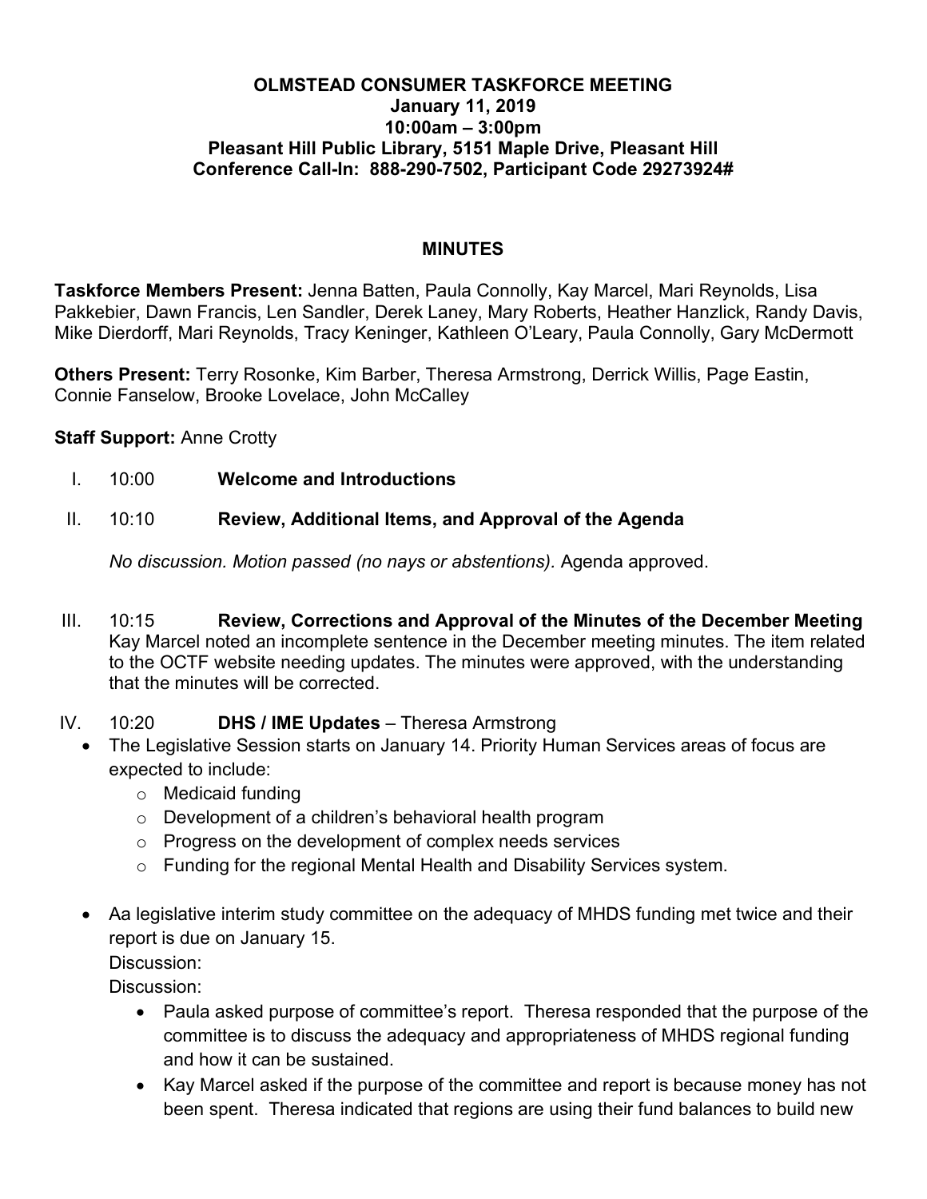**OLMSTEAD CONSUMER TASKFORCE MEETING**
**January 11, 2019**
**10:00am – 3:00pm**
**Pleasant Hill Public Library, 5151 Maple Drive, Pleasant Hill**
**Conference Call-In: 888-290-7502, Participant Code 29273924#**

## MINUTES

**Taskforce Members Present:** Jenna Batten, Paula Connolly, Kay Marcel, Mari Reynolds, Lisa Pakkebier, Dawn Francis, Len Sandler, Derek Laney, Mary Roberts, Heather Hanzlick, Randy Davis, Mike Dierdorff, Mari Reynolds, Tracy Keninger, Kathleen O'Leary, Paula Connolly, Gary McDermott

**Others Present:** Terry Rosonke, Kim Barber, Theresa Armstrong, Derrick Willis, Page Eastin, Connie Fanselow, Brooke Lovelace, John McCalley

**Staff Support:** Anne Crotty

I. 10:00 **Welcome and Introductions**

II. 10:10 **Review, Additional Items, and Approval of the Agenda**

*No discussion. Motion passed (no nays or abstentions).* Agenda approved.

III. 10:15 **Review, Corrections and Approval of the Minutes of the December Meeting**
Kay Marcel noted an incomplete sentence in the December meeting minutes. The item related to the OCTF website needing updates. The minutes were approved, with the understanding that the minutes will be corrected.

IV. 10:20 **DHS / IME Updates** – Theresa Armstrong

- The Legislative Session starts on January 14. Priority Human Services areas of focus are expected to include:
  - Medicaid funding
  - Development of a children's behavioral health program
  - Progress on the development of complex needs services
  - Funding for the regional Mental Health and Disability Services system.

- Aa legislative interim study committee on the adequacy of MHDS funding met twice and their report is due on January 15.
  Discussion:
  Discussion:
  - Paula asked purpose of committee's report. Theresa responded that the purpose of the committee is to discuss the adequacy and appropriateness of MHDS regional funding and how it can be sustained.
  - Kay Marcel asked if the purpose of the committee and report is because money has not been spent. Theresa indicated that regions are using their fund balances to build new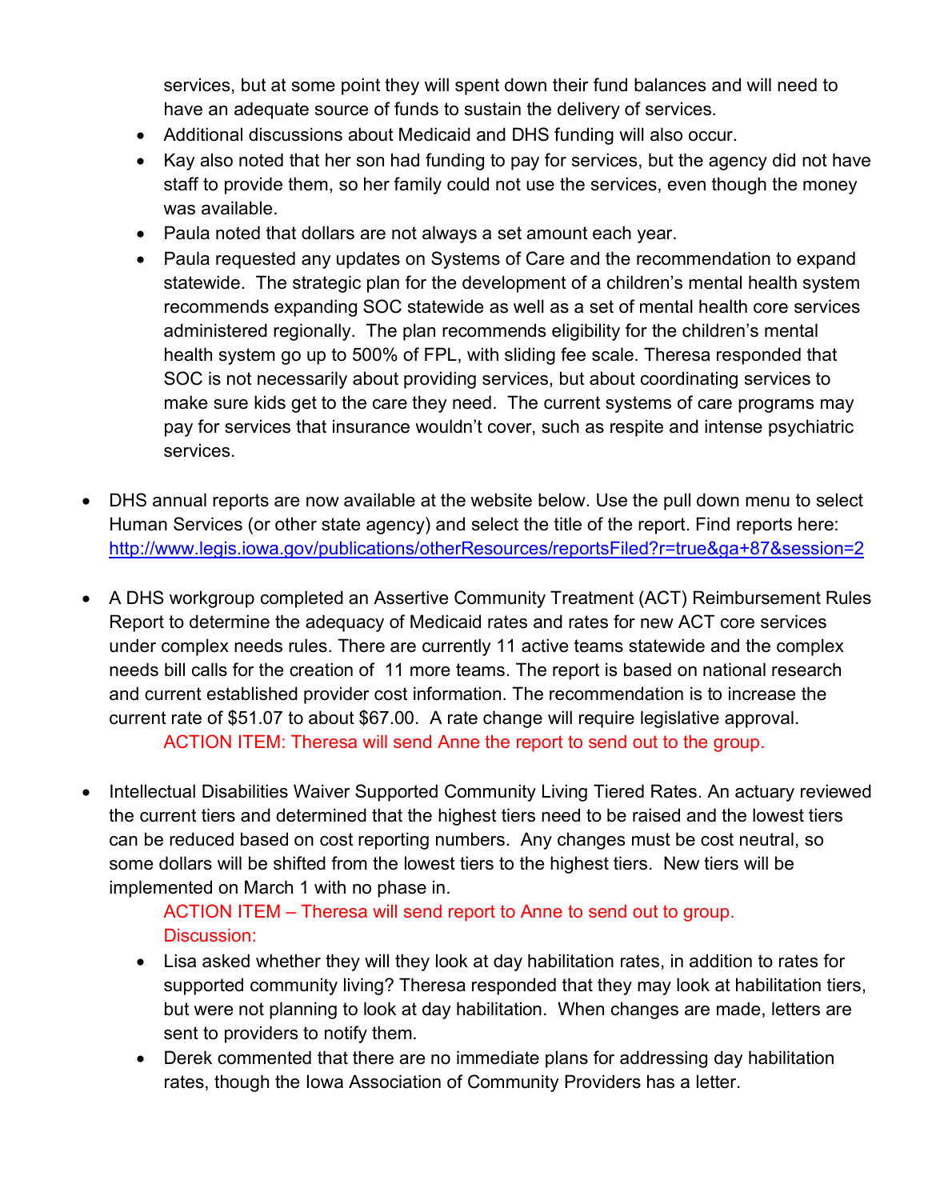services, but at some point they will spent down their fund balances and will need to have an adequate source of funds to sustain the delivery of services.

- Additional discussions about Medicaid and DHS funding will also occur.
- Kay also noted that her son had funding to pay for services, but the agency did not have staff to provide them, so her family could not use the services, even though the money was available.
- Paula noted that dollars are not always a set amount each year.
- Paula requested any updates on Systems of Care and the recommendation to expand statewide. The strategic plan for the development of a children's mental health system recommends expanding SOC statewide as well as a set of mental health core services administered regionally. The plan recommends eligibility for the children's mental health system go up to 500% of FPL, with sliding fee scale. Theresa responded that SOC is not necessarily about providing services, but about coordinating services to make sure kids get to the care they need. The current systems of care programs may pay for services that insurance wouldn't cover, such as respite and intense psychiatric services.

- DHS annual reports are now available at the website below. Use the pull down menu to select Human Services (or other state agency) and select the title of the report. Find reports here: http://www.legis.iowa.gov/publications/otherResources/reportsFiled?r=true&ga+87&session=2

- A DHS workgroup completed an Assertive Community Treatment (ACT) Reimbursement Rules Report to determine the adequacy of Medicaid rates and rates for new ACT core services under complex needs rules. There are currently 11 active teams statewide and the complex needs bill calls for the creation of 11 more teams. The report is based on national research and current established provider cost information. The recommendation is to increase the current rate of $51.07 to about $67.00. A rate change will require legislative approval.

  ACTION ITEM: Theresa will send Anne the report to send out to the group.

- Intellectual Disabilities Waiver Supported Community Living Tiered Rates. An actuary reviewed the current tiers and determined that the highest tiers need to be raised and the lowest tiers can be reduced based on cost reporting numbers. Any changes must be cost neutral, so some dollars will be shifted from the lowest tiers to the highest tiers. New tiers will be implemented on March 1 with no phase in.

  ACTION ITEM – Theresa will send report to Anne to send out to group.

  Discussion:

  - Lisa asked whether they will they look at day habilitation rates, in addition to rates for supported community living? Theresa responded that they may look at habilitation tiers, but were not planning to look at day habilitation. When changes are made, letters are sent to providers to notify them.
  - Derek commented that there are no immediate plans for addressing day habilitation rates, though the Iowa Association of Community Providers has a letter.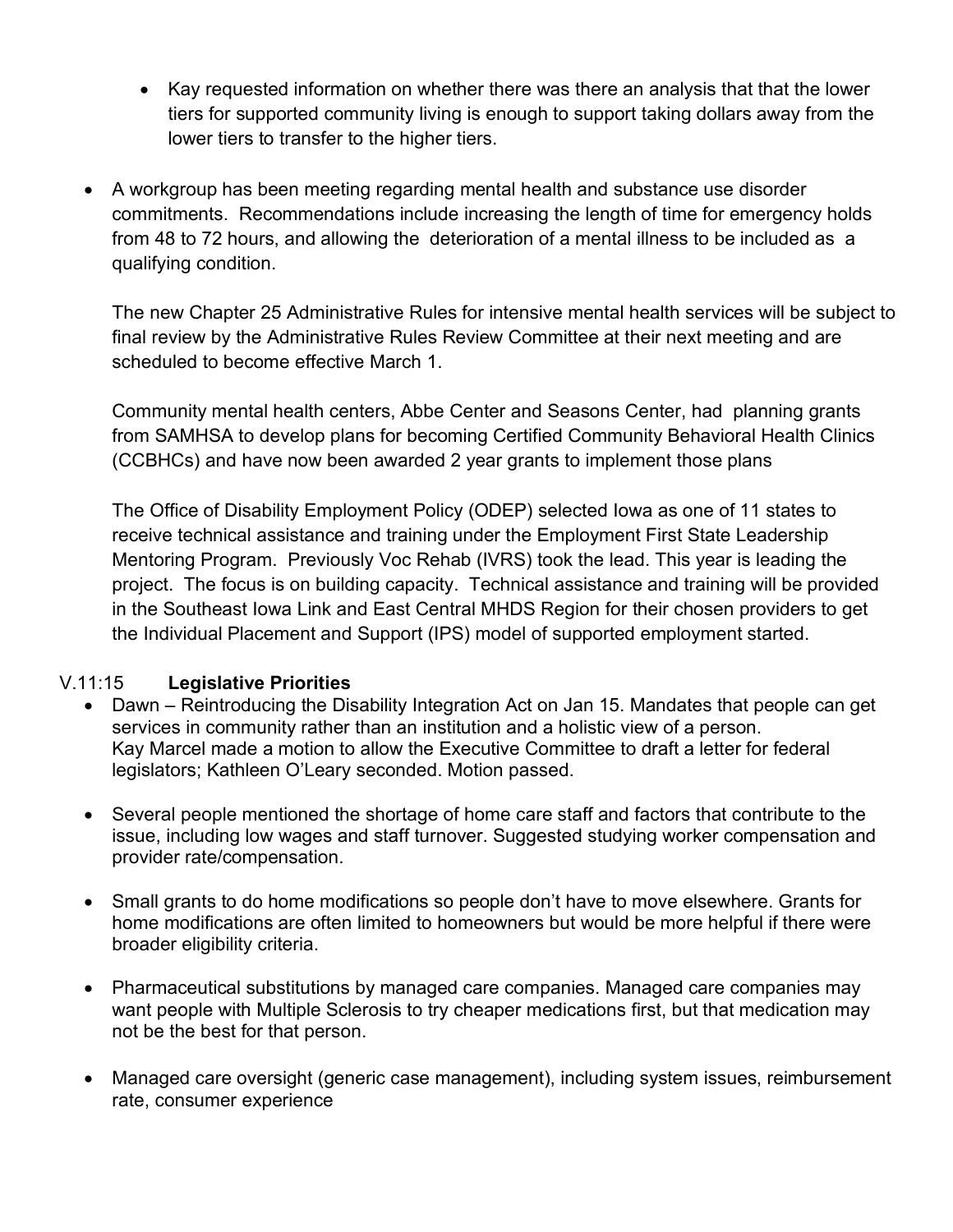- Kay requested information on whether there was there an analysis that that the lower tiers for supported community living is enough to support taking dollars away from the lower tiers to transfer to the higher tiers.

- A workgroup has been meeting regarding mental health and substance use disorder commitments. Recommendations include increasing the length of time for emergency holds from 48 to 72 hours, and allowing the deterioration of a mental illness to be included as a qualifying condition.

  The new Chapter 25 Administrative Rules for intensive mental health services will be subject to final review by the Administrative Rules Review Committee at their next meeting and are scheduled to become effective March 1.

  Community mental health centers, Abbe Center and Seasons Center, had planning grants from SAMHSA to develop plans for becoming Certified Community Behavioral Health Clinics (CCBHCs) and have now been awarded 2 year grants to implement those plans

  The Office of Disability Employment Policy (ODEP) selected Iowa as one of 11 states to receive technical assistance and training under the Employment First State Leadership Mentoring Program. Previously Voc Rehab (IVRS) took the lead. This year is leading the project. The focus is on building capacity. Technical assistance and training will be provided in the Southeast Iowa Link and East Central MHDS Region for their chosen providers to get the Individual Placement and Support (IPS) model of supported employment started.

V.11:15 **Legislative Priorities**

- Dawn – Reintroducing the Disability Integration Act on Jan 15. Mandates that people can get services in community rather than an institution and a holistic view of a person.
  Kay Marcel made a motion to allow the Executive Committee to draft a letter for federal legislators; Kathleen O'Leary seconded. Motion passed.

- Several people mentioned the shortage of home care staff and factors that contribute to the issue, including low wages and staff turnover. Suggested studying worker compensation and provider rate/compensation.

- Small grants to do home modifications so people don't have to move elsewhere. Grants for home modifications are often limited to homeowners but would be more helpful if there were broader eligibility criteria.

- Pharmaceutical substitutions by managed care companies. Managed care companies may want people with Multiple Sclerosis to try cheaper medications first, but that medication may not be the best for that person.

- Managed care oversight (generic case management), including system issues, reimbursement rate, consumer experience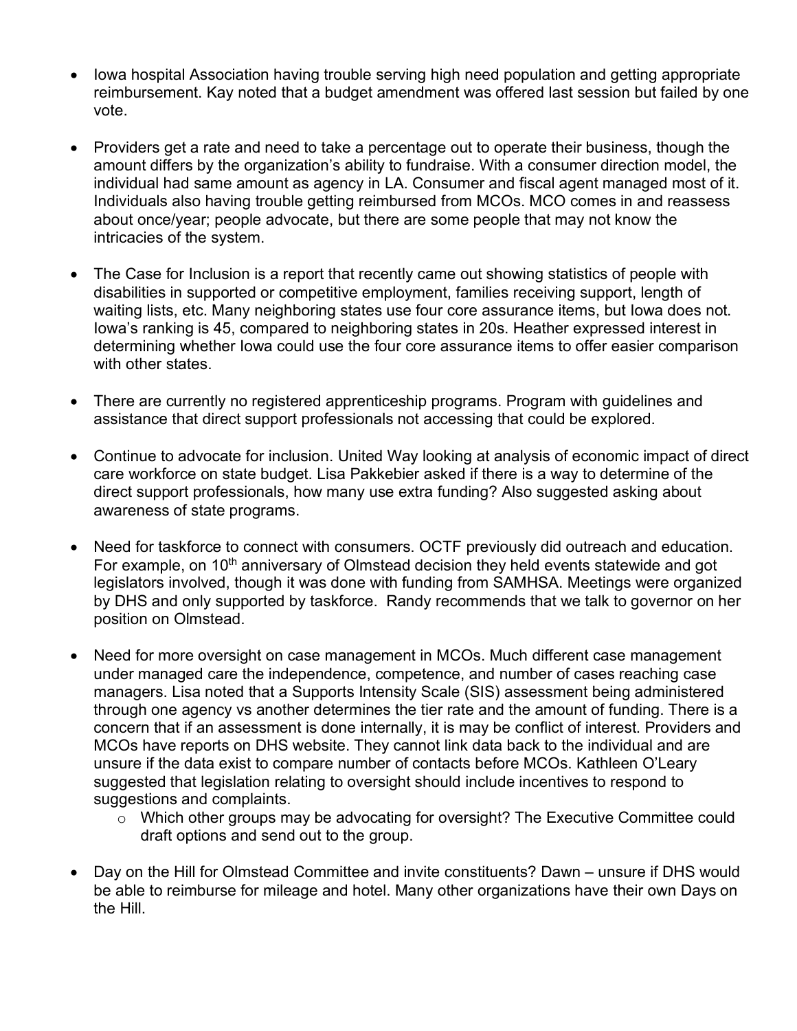- Iowa hospital Association having trouble serving high need population and getting appropriate reimbursement. Kay noted that a budget amendment was offered last session but failed by one vote.

- Providers get a rate and need to take a percentage out to operate their business, though the amount differs by the organization's ability to fundraise. With a consumer direction model, the individual had same amount as agency in LA. Consumer and fiscal agent managed most of it. Individuals also having trouble getting reimbursed from MCOs. MCO comes in and reassess about once/year; people advocate, but there are some people that may not know the intricacies of the system.

- The Case for Inclusion is a report that recently came out showing statistics of people with disabilities in supported or competitive employment, families receiving support, length of waiting lists, etc. Many neighboring states use four core assurance items, but Iowa does not. Iowa's ranking is 45, compared to neighboring states in 20s. Heather expressed interest in determining whether Iowa could use the four core assurance items to offer easier comparison with other states.

- There are currently no registered apprenticeship programs. Program with guidelines and assistance that direct support professionals not accessing that could be explored.

- Continue to advocate for inclusion. United Way looking at analysis of economic impact of direct care workforce on state budget. Lisa Pakkebier asked if there is a way to determine of the direct support professionals, how many use extra funding? Also suggested asking about awareness of state programs.

- Need for taskforce to connect with consumers. OCTF previously did outreach and education. For example, on 10th anniversary of Olmstead decision they held events statewide and got legislators involved, though it was done with funding from SAMHSA. Meetings were organized by DHS and only supported by taskforce. Randy recommends that we talk to governor on her position on Olmstead.

- Need for more oversight on case management in MCOs. Much different case management under managed care the independence, competence, and number of cases reaching case managers. Lisa noted that a Supports Intensity Scale (SIS) assessment being administered through one agency vs another determines the tier rate and the amount of funding. There is a concern that if an assessment is done internally, it is may be conflict of interest. Providers and MCOs have reports on DHS website. They cannot link data back to the individual and are unsure if the data exist to compare number of contacts before MCOs. Kathleen O'Leary suggested that legislation relating to oversight should include incentives to respond to suggestions and complaints.
  - Which other groups may be advocating for oversight? The Executive Committee could draft options and send out to the group.

- Day on the Hill for Olmstead Committee and invite constituents? Dawn – unsure if DHS would be able to reimburse for mileage and hotel. Many other organizations have their own Days on the Hill.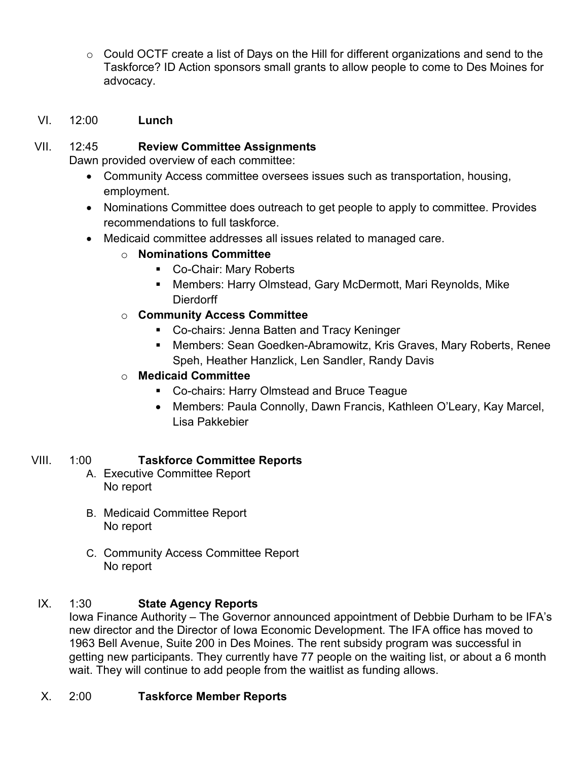- Could OCTF create a list of Days on the Hill for different organizations and send to the Taskforce? ID Action sponsors small grants to allow people to come to Des Moines for advocacy.

VI. 12:00 **Lunch**

VII. 12:45 **Review Committee Assignments**

Dawn provided overview of each committee:

- Community Access committee oversees issues such as transportation, housing, employment.
- Nominations Committee does outreach to get people to apply to committee. Provides recommendations to full taskforce.
- Medicaid committee addresses all issues related to managed care.
  - **Nominations Committee**
    - Co-Chair: Mary Roberts
    - Members: Harry Olmstead, Gary McDermott, Mari Reynolds, Mike Dierdorff
  - **Community Access Committee**
    - Co-chairs: Jenna Batten and Tracy Keninger
    - Members: Sean Goedken-Abramowitz, Kris Graves, Mary Roberts, Renee Speh, Heather Hanzlick, Len Sandler, Randy Davis
  - **Medicaid Committee**
    - Co-chairs: Harry Olmstead and Bruce Teague
    - Members: Paula Connolly, Dawn Francis, Kathleen O'Leary, Kay Marcel, Lisa Pakkebier

VIII. 1:00 **Taskforce Committee Reports**

A. Executive Committee Report
No report

B. Medicaid Committee Report
No report

C. Community Access Committee Report
No report

IX. 1:30 **State Agency Reports**

Iowa Finance Authority – The Governor announced appointment of Debbie Durham to be IFA's new director and the Director of Iowa Economic Development. The IFA office has moved to 1963 Bell Avenue, Suite 200 in Des Moines. The rent subsidy program was successful in getting new participants. They currently have 77 people on the waiting list, or about a 6 month wait. They will continue to add people from the waitlist as funding allows.

X. 2:00 **Taskforce Member Reports**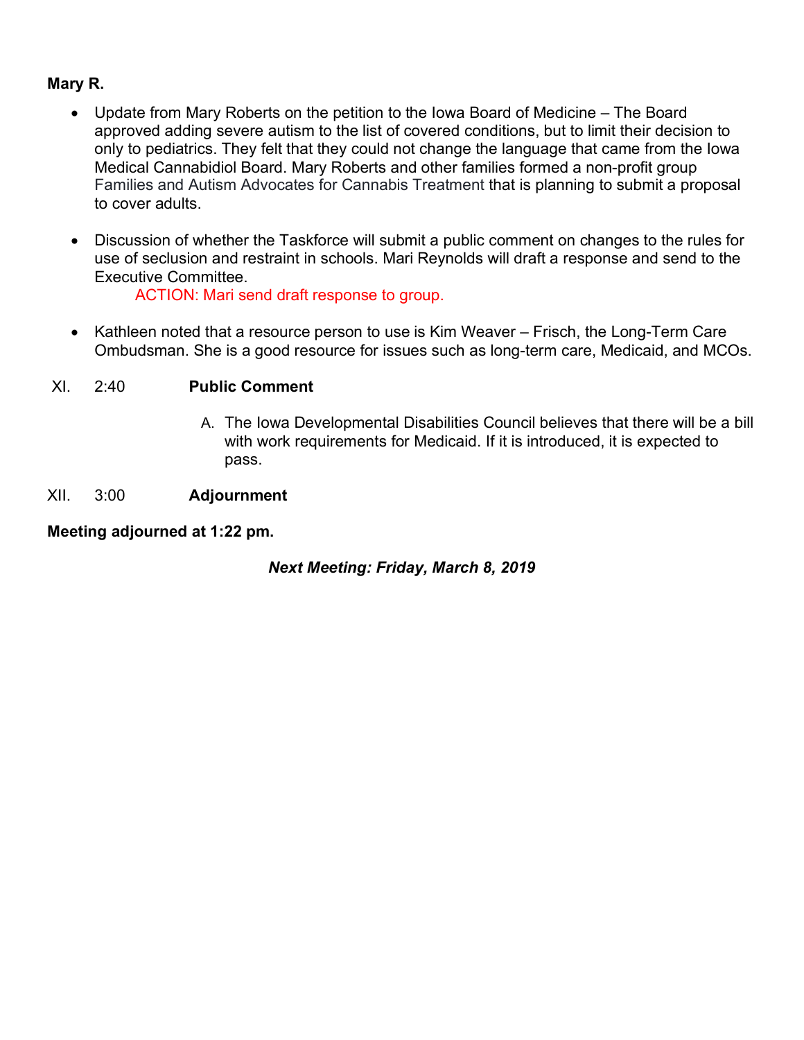**Mary R.**

- Update from Mary Roberts on the petition to the Iowa Board of Medicine – The Board approved adding severe autism to the list of covered conditions, but to limit their decision to only to pediatrics. They felt that they could not change the language that came from the Iowa Medical Cannabidiol Board. Mary Roberts and other families formed a non-profit group Families and Autism Advocates for Cannabis Treatment that is planning to submit a proposal to cover adults.

- Discussion of whether the Taskforce will submit a public comment on changes to the rules for use of seclusion and restraint in schools. Mari Reynolds will draft a response and send to the Executive Committee.

  ACTION: Mari send draft response to group.

- Kathleen noted that a resource person to use is Kim Weaver – Frisch, the Long-Term Care Ombudsman. She is a good resource for issues such as long-term care, Medicaid, and MCOs.

XI. 2:40 **Public Comment**

A. The Iowa Developmental Disabilities Council believes that there will be a bill with work requirements for Medicaid. If it is introduced, it is expected to pass.

XII. 3:00 **Adjournment**

**Meeting adjourned at 1:22 pm.**

***Next Meeting: Friday, March 8, 2019***